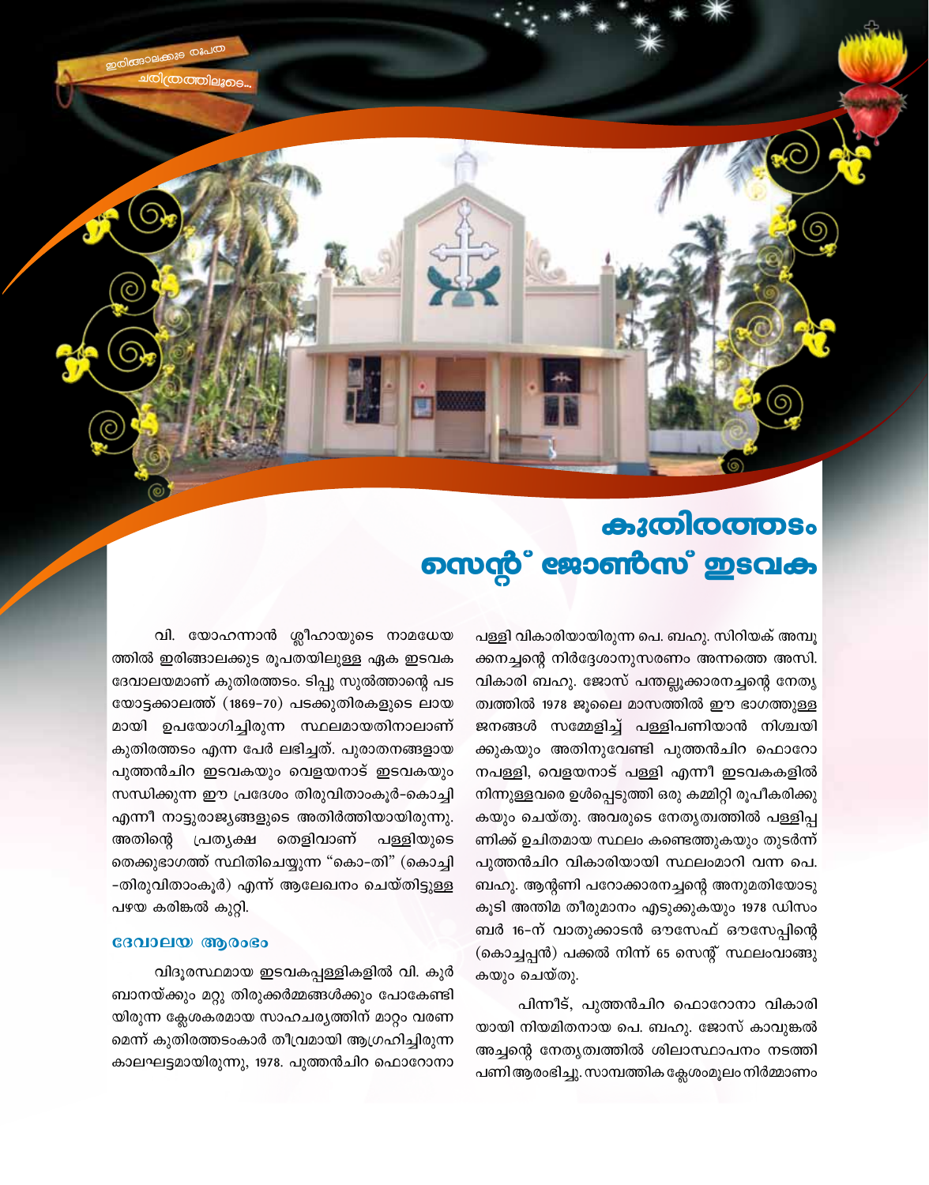# കുതിരത്തടം സെന്റ് ജോൺസ് ഇടവക

വി. യോഹന്നാൻ ശ്ലീഹായുടെ നാമധേയത്തിൽ ഇരിങ്ങാലക്കുട രൂപതയിലുള്ള ഏക ഇടവക ദേവാലയമാണ് കുതിരത്തടം. ടിപ്പു സുൽത്താന്റെ പടയോട്ടക്കാലത്ത് (1869-70) പടക്കുതിരകളുടെ ലായമായി ഉപയോഗിച്ചിരുന്ന സ്ഥലമായതിനാലാണ് കുതിരത്തടം എന്ന പേർ ലഭിച്ചത്. പുരാതനങ്ങളായ പുത്തൻചിറ ഇടവകയും വെളയനാട് ഇടവകയും സന്ധിക്കുന്ന ഈ പ്രദേശം തിരുവിതാംകൂർ-കൊച്ചി എന്നീ നാട്ടുരാജ്യങ്ങളുടെ അതിർത്തിയായിരുന്നു. അതിന്റെ പ്രത്യക്ഷ തെളിവാണ് പള്ളിയുടെ തെക്കുഭാഗത്ത് സ്ഥിതിചെയ്യുന്ന "കൊ-തി" (കൊച്ചി -തിരുവിതാംകൂർ) എന്ന് ആലേഖനം ചെയ്തിട്ടുള്ള പഴയ കരിങ്കൽ കുറ്റി.

## ദേവാലയ ആരംഭം

വിദൂരസ്ഥമായ ഇടവകപ്പള്ളികളിൽ വി. കുർബാനയ്ക്കും മറ്റു തിരുക്കർമ്മങ്ങൾക്കും പോകേണ്ടിയിരുന്ന ക്ലേശകരമായ സാഹചര്യത്തിന് മാറ്റം വരണമെന്ന് കുതിരത്തടംകാർ തീവ്രമായി ആഗ്രഹിച്ചിരുന്ന കാലഘട്ടമായിരുന്നു, 1978. പുത്തൻചിറ ഫൊറോനാ പള്ളി വികാരിയായിരുന്ന പെ. ബഹു. സിറിയക് അമ്പൂക്കനച്ചന്റെ നിർദ്ദേശാനുസരണം അന്നത്തെ അസി. വികാരി ബഹു. ജോസ് പന്തല്ലൂക്കാരനച്ചന്റെ നേതൃത്വത്തിൽ 1978 ജൂലൈ മാസത്തിൽ ഈ ഭാഗത്തുള്ള ജനങ്ങൾ സമ്മേളിച്ച് പള്ളിപണിയാൻ നിശ്ചയിക്കുകയും അതിനുവേണ്ടി പുത്തൻചിറ ഫൊറോനപള്ളി, വെളയനാട് പള്ളി എന്നീ ഇടവകകളിൽ നിന്നുള്ളവരെ ഉൾപ്പെടുത്തി ഒരു കമ്മിറ്റി രൂപീകരിക്കുകയും ചെയ്തു. അവരുടെ നേതൃത്വത്തിൽ പള്ളിപ്പണിക്ക് ഉചിതമായ സ്ഥലം കണ്ടെത്തുകയും തുടർന്ന് പുത്തൻചിറ വികാരിയായി സ്ഥലംമാറി വന്ന പെ. ബഹു. ആന്റണി പറോക്കാരനച്ചന്റെ അനുമതിയോടുകൂടി അന്തിമ തീരുമാനം എടുക്കുകയും 1978 ഡിസംബർ 16-ന് വാതുക്കാടൻ ഔസേഫ് ഔസേപ്പിന്റെ (കൊച്ചപ്പൻ) പക്കൽ നിന്ന് 65 സെന്റ് സ്ഥലംവാങ്ങുകയും ചെയ്തു.

പിന്നീട്, പുത്തൻചിറ ഫൊറോനാ വികാരിയായി നിയമിതനായ പെ. ബഹു. ജോസ് കാവുങ്കൽ അച്ചന്റെ നേതൃത്വത്തിൽ ശിലാസ്ഥാപനം നടത്തി പണി ആരംഭിച്ചു. സാമ്പത്തിക ക്ലേശംമൂലം നിർമ്മാണം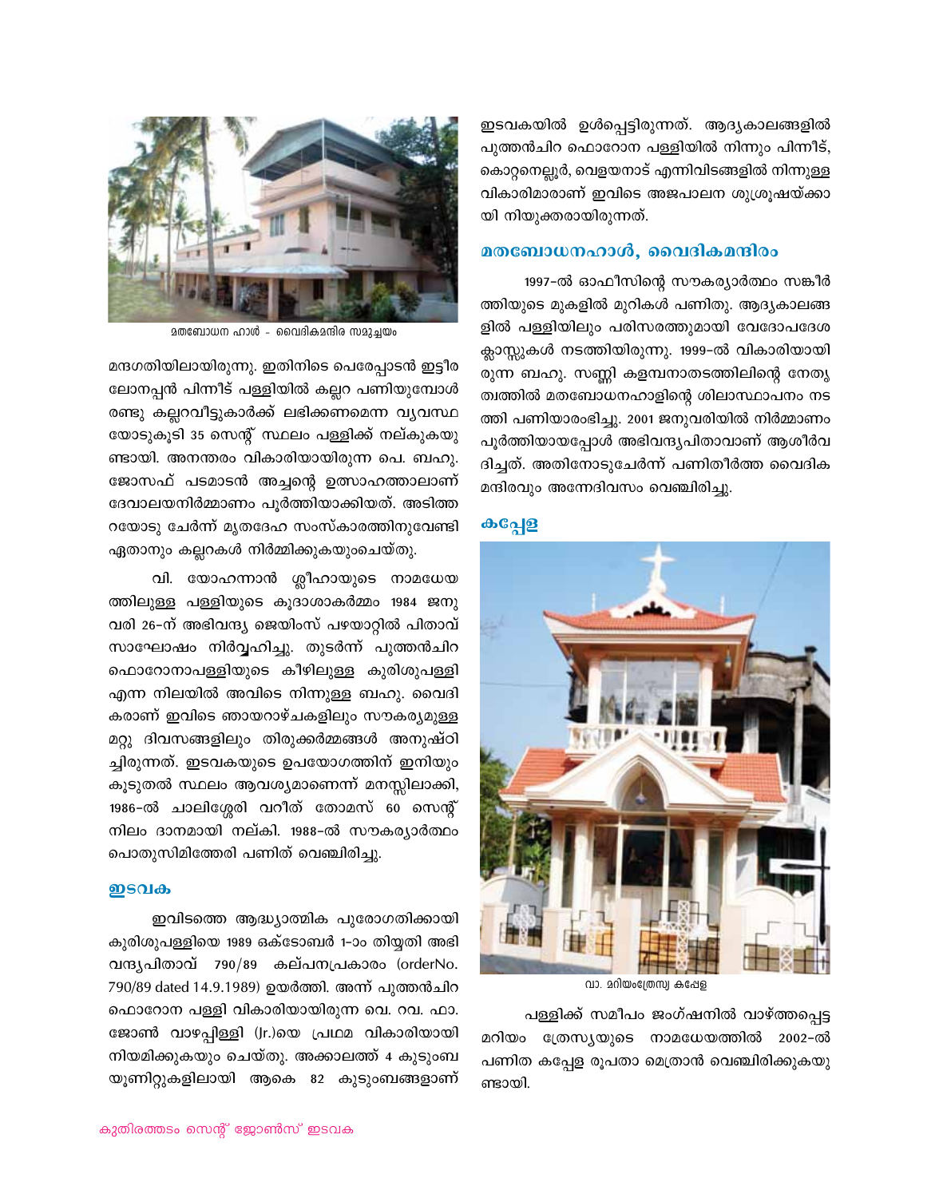മതബോധന ഹാൾ - വൈദികമന്ദിര സമുച്ചയം

മന്ദഗതിയിലായിരുന്നു. ഇതിനിടെ പെരേപ്പാടൻ ഇട്ടീര ലോനപ്പൻ പിന്നീട് പള്ളിയിൽ കല്ലറ പണിയുമ്പോൾ രണ്ടു കല്ലറവീട്ടുകാർക്ക് ലഭിക്കണമെന്ന വ്യവസ്ഥയോടുകൂടി 35 സെന്റ് സ്ഥലം പള്ളിക്ക് നല്കുകയുണ്ടായി. അനന്തരം വികാരിയായിരുന്ന പെ. ബഹു. ജോസഫ് പടമാടൻ അച്ചന്റെ ഉത്സാഹത്താലാണ് ദേവാലയനിർമ്മാണം പൂർത്തിയാക്കിയത്. അടിത്തറയോടു ചേർന്ന് മൃതദേഹ സംസ്കാരത്തിനുവേണ്ടി ഏതാനും കല്ലറകൾ നിർമ്മിക്കുകയുംചെയ്തു.

വി. യോഹന്നാൻ ശ്ലീഹായുടെ നാമധേയത്തിലുള്ള പള്ളിയുടെ കൂദാശാകർമ്മം 1984 ജനുവരി 26-ന് അഭിവന്ദ്യ ജെയിംസ് പഴയാറ്റിൽ പിതാവ് സാഘോഷം നിർവ്വഹിച്ചു. തുടർന്ന് പുത്തൻചിറ ഫൊറോനാപള്ളിയുടെ കീഴിലുള്ള കുരിശുപള്ളി എന്ന നിലയിൽ അവിടെ നിന്നുള്ള ബഹു. വൈദികരാണ് ഇവിടെ ഞായറാഴ്ചകളിലും സൗകര്യമുള്ള മറ്റു ദിവസങ്ങളിലും തിരുക്കർമ്മങ്ങൾ അനുഷ്ഠിച്ചിരുന്നത്. ഇടവകയുടെ ഉപയോഗത്തിന് ഇനിയും കൂടുതൽ സ്ഥലം ആവശ്യമാണെന്ന് മനസ്സിലാക്കി, 1986-ൽ ചാലിശ്ശേരി വറീത് തോമസ് 60 സെന്റ് നിലം ദാനമായി നല്കി. 1988-ൽ സൗകര്യാർത്ഥം പൊതുസിമിത്തേരി പണിത് വെഞ്ചിരിച്ചു.

## ഇടവക

ഇവിടത്തെ ആദ്ധ്യാത്മിക പുരോഗതിക്കായി കുരിശുപള്ളിയെ 1989 ഒക്ടോബർ 1-ാം തിയ്യതി അഭിവന്ദ്യപിതാവ് 790/89 കല്പനപ്രകാരം (orderNo. 790/89 dated 14.9.1989) ഉയർത്തി. അന്ന് പുത്തൻചിറ ഫൊറോന പള്ളി വികാരിയായിരുന്ന വെ. റവ. ഫാ. ജോൺ വാഴപ്പിള്ളി (Jr.)യെ പ്രഥമ വികാരിയായി നിയമിക്കുകയും ചെയ്തു. അക്കാലത്ത് 4 കുടുംബയൂണിറ്റുകളിലായി ആകെ 82 കുടുംബങ്ങളാണ് ഇടവകയിൽ ഉൾപ്പെട്ടിരുന്നത്. ആദ്യകാലങ്ങളിൽ പുത്തൻചിറ ഫൊറോന പള്ളിയിൽ നിന്നും പിന്നീട്, കൊറ്റനെല്ലൂർ, വെളയനാട് എന്നിവിടങ്ങളിൽ നിന്നുള്ള വികാരിമാരാണ് ഇവിടെ അജപാലന ശുശ്രൂഷയ്ക്കായി നിയുക്തരായിരുന്നത്.

## മതബോധനഹാൾ, വൈദികമന്ദിരം

1997-ൽ ഓഫീസിന്റെ സൗകര്യാർത്ഥം സങ്കീർത്തിയുടെ മുകളിൽ മുറികൾ പണിതു. ആദ്യകാലങ്ങളിൽ പള്ളിയിലും പരിസരത്തുമായി വേദോപദേശ ക്ലാസ്സുകൾ നടത്തിയിരുന്നു. 1999-ൽ വികാരിയായിരുന്ന ബഹു. സണ്ണി കളമ്പനാതടത്തിലിന്റെ നേതൃത്വത്തിൽ മതബോധനഹാളിന്റെ ശിലാസ്ഥാപനം നടത്തി പണിയാരംഭിച്ചു. 2001 ജനുവരിയിൽ നിർമ്മാണം പൂർത്തിയായപ്പോൾ അഭിവന്ദ്യപിതാവാണ് ആശീർവദിച്ചത്. അതിനോടുചേർന്ന് പണിതീർത്ത വൈദിക മന്ദിരവും അന്നേദിവസം വെഞ്ചിരിച്ചു.

## കപ്പേള

വാ. മറിയംത്രേസ്യ കപ്പേള

പള്ളിക്ക് സമീപം ജംഗ്ഷനിൽ വാഴ്ത്തപ്പെട്ട മറിയം ത്രേസ്യയുടെ നാമധേയത്തിൽ 2002-ൽ പണിത കപ്പേള രൂപതാ മെത്രാൻ വെഞ്ചിരിക്കുകയുണ്ടായി.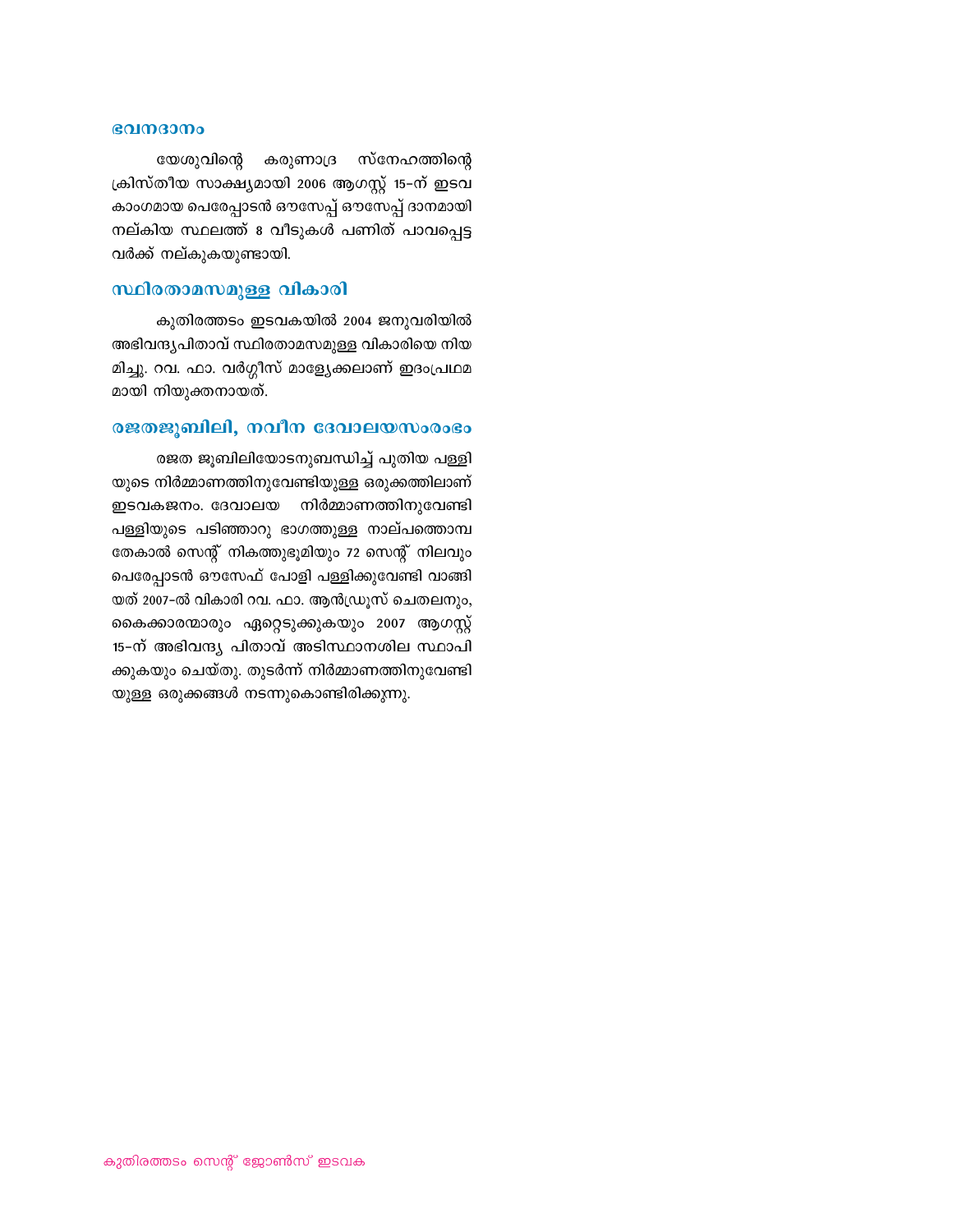### ഭവനദാനം

യേശുവിന്റെ കരുണാദ്ര സ്നേഹത്തിന്റെ ക്രിസ്തീയ സാക്ഷ്യമായി 2006 ആഗസ്റ്റ് 15-ന് ഇടവകാംഗമായ പെരേപ്പാടൻ ഔസേപ്പ് ഔസേപ്പ് ദാനമായി നല്കിയ സ്ഥലത്ത് 8 വീടുകൾ പണിത് പാവപ്പെട്ടവർക്ക് നല്കുകയുണ്ടായി.

## സ്ഥിരതാമസമുള്ള വികാരി

കുതിരത്തടം ഇടവകയിൽ 2004 ജനുവരിയിൽ അഭിവന്ദ്യപിതാവ് സ്ഥിരതാമസമുള്ള വികാരിയെ നിയമിച്ചു. റവ. ഫാ. വർഗ്ഗീസ് മാള്യേക്കലാണ് ഇദംപ്രഥമമായി നിയുക്തനായത്.

## രജതജൂബിലി, നവീന ദേവാലയസംരംഭം

രജത ജൂബിലിയോടനുബന്ധിച്ച് പുതിയ പള്ളിയുടെ നിർമ്മാണത്തിനുവേണ്ടിയുള്ള ഒരുക്കത്തിലാണ് ഇടവകജനം. ദേവാലയ നിർമ്മാണത്തിനുവേണ്ടി പള്ളിയുടെ പടിഞ്ഞാറു ഭാഗത്തുള്ള നാല്പത്തൊമ്പതേകാൽ സെന്റ് നികത്തുഭൂമിയും 72 സെന്റ് നിലവും പെരേപ്പാടൻ ഔസേഫ് പോളി പള്ളിക്കുവേണ്ടി വാങ്ങിയത് 2007-ൽ വികാരി റവ. ഫാ. ആൻഡ്രൂസ് ചെതലനും, കൈക്കാരന്മാരും ഏറ്റെടുക്കുകയും 2007 ആഗസ്റ്റ് 15-ന് അഭിവന്ദ്യ പിതാവ് അടിസ്ഥാനശില സ്ഥാപിക്കുകയും ചെയ്തു. തുടർന്ന് നിർമ്മാണത്തിനുവേണ്ടിയുള്ള ഒരുക്കങ്ങൾ നടന്നുകൊണ്ടിരിക്കുന്നു.